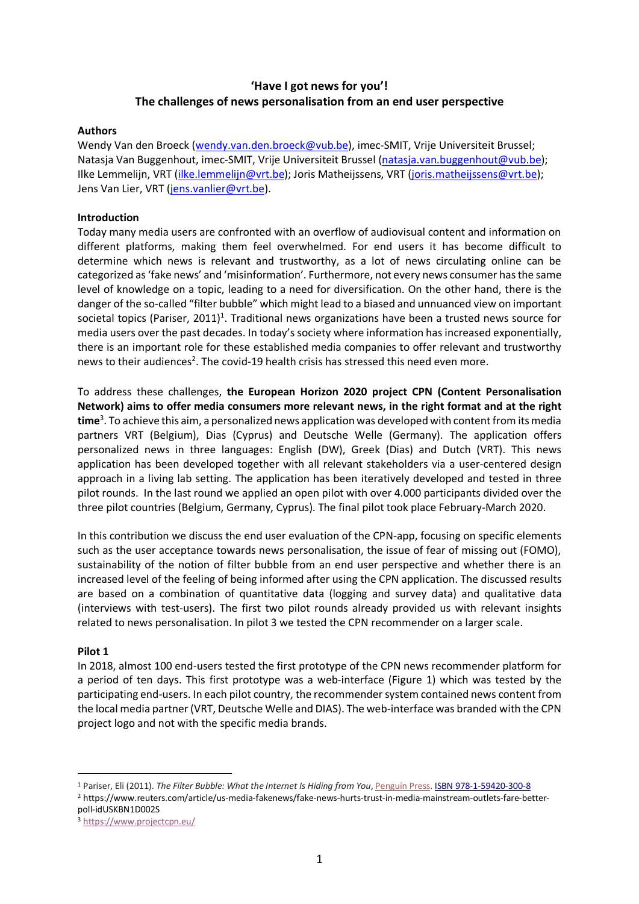# 'Have I got news for you'!
## The challenges of news personalisation from an end user perspective

**Authors**

Wendy Van den Broeck (wendy.van.den.broeck@vub.be), imec-SMIT, Vrije Universiteit Brussel; Natasja Van Buggenhout, imec-SMIT, Vrije Universiteit Brussel (natasja.van.buggenhout@vub.be); Ilke Lemmelijn, VRT (ilke.lemmelijn@vrt.be); Joris Matheijssens, VRT (joris.matheijssens@vrt.be); Jens Van Lier, VRT (jens.vanlier@vrt.be).

**Introduction**

Today many media users are confronted with an overflow of audiovisual content and information on different platforms, making them feel overwhelmed. For end users it has become difficult to determine which news is relevant and trustworthy, as a lot of news circulating online can be categorized as 'fake news' and 'misinformation'. Furthermore, not every news consumer has the same level of knowledge on a topic, leading to a need for diversification. On the other hand, there is the danger of the so-called "filter bubble" which might lead to a biased and unnuanced view on important societal topics (Pariser, 2011)[1]. Traditional news organizations have been a trusted news source for media users over the past decades. In today's society where information has increased exponentially, there is an important role for these established media companies to offer relevant and trustworthy news to their audiences[2]. The covid-19 health crisis has stressed this need even more.

To address these challenges, **the European Horizon 2020 project CPN (Content Personalisation Network) aims to offer media consumers more relevant news, in the right format and at the right time**[3]. To achieve this aim, a personalized news application was developed with content from its media partners VRT (Belgium), Dias (Cyprus) and Deutsche Welle (Germany). The application offers personalized news in three languages: English (DW), Greek (Dias) and Dutch (VRT). This news application has been developed together with all relevant stakeholders via a user-centered design approach in a living lab setting. The application has been iteratively developed and tested in three pilot rounds. In the last round we applied an open pilot with over 4.000 participants divided over the three pilot countries (Belgium, Germany, Cyprus). The final pilot took place February-March 2020.

In this contribution we discuss the end user evaluation of the CPN-app, focusing on specific elements such as the user acceptance towards news personalisation, the issue of fear of missing out (FOMO), sustainability of the notion of filter bubble from an end user perspective and whether there is an increased level of the feeling of being informed after using the CPN application. The discussed results are based on a combination of quantitative data (logging and survey data) and qualitative data (interviews with test-users). The first two pilot rounds already provided us with relevant insights related to news personalisation. In pilot 3 we tested the CPN recommender on a larger scale.

**Pilot 1**

In 2018, almost 100 end-users tested the first prototype of the CPN news recommender platform for a period of ten days. This first prototype was a web-interface (Figure 1) which was tested by the participating end-users. In each pilot country, the recommender system contained news content from the local media partner (VRT, Deutsche Welle and DIAS). The web-interface was branded with the CPN project logo and not with the specific media brands.

---

[1] Pariser, Eli (2011). *The Filter Bubble: What the Internet Is Hiding from You*, Penguin Press. ISBN 978-1-59420-300-8

[2] https://www.reuters.com/article/us-media-fakenews/fake-news-hurts-trust-in-media-mainstream-outlets-fare-better-poll-idUSKBN1D002S

[3] https://www.projectcpn.eu/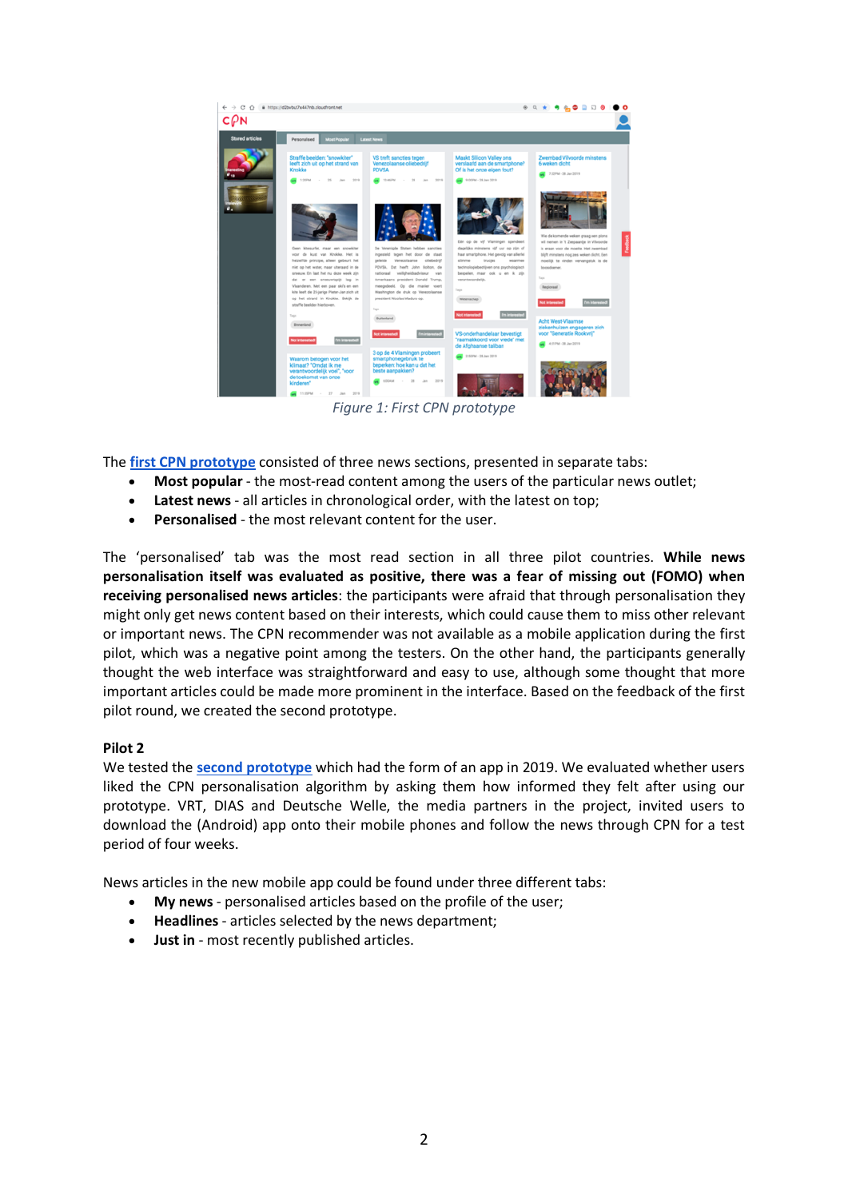*Figure 1: First CPN prototype*

The [first CPN prototype]() consisted of three news sections, presented in separate tabs:

- **Most popular** - the most-read content among the users of the particular news outlet;
- **Latest news** - all articles in chronological order, with the latest on top;
- **Personalised** - the most relevant content for the user.

The 'personalised' tab was the most read section in all three pilot countries. **While news personalisation itself was evaluated as positive, there was a fear of missing out (FOMO) when receiving personalised news articles**: the participants were afraid that through personalisation they might only get news content based on their interests, which could cause them to miss other relevant or important news. The CPN recommender was not available as a mobile application during the first pilot, which was a negative point among the testers. On the other hand, the participants generally thought the web interface was straightforward and easy to use, although some thought that more important articles could be made more prominent in the interface. Based on the feedback of the first pilot round, we created the second prototype.

**Pilot 2**

We tested the [second prototype]() which had the form of an app in 2019. We evaluated whether users liked the CPN personalisation algorithm by asking them how informed they felt after using our prototype. VRT, DIAS and Deutsche Welle, the media partners in the project, invited users to download the (Android) app onto their mobile phones and follow the news through CPN for a test period of four weeks.

News articles in the new mobile app could be found under three different tabs:

- **My news** - personalised articles based on the profile of the user;
- **Headlines** - articles selected by the news department;
- **Just in** - most recently published articles.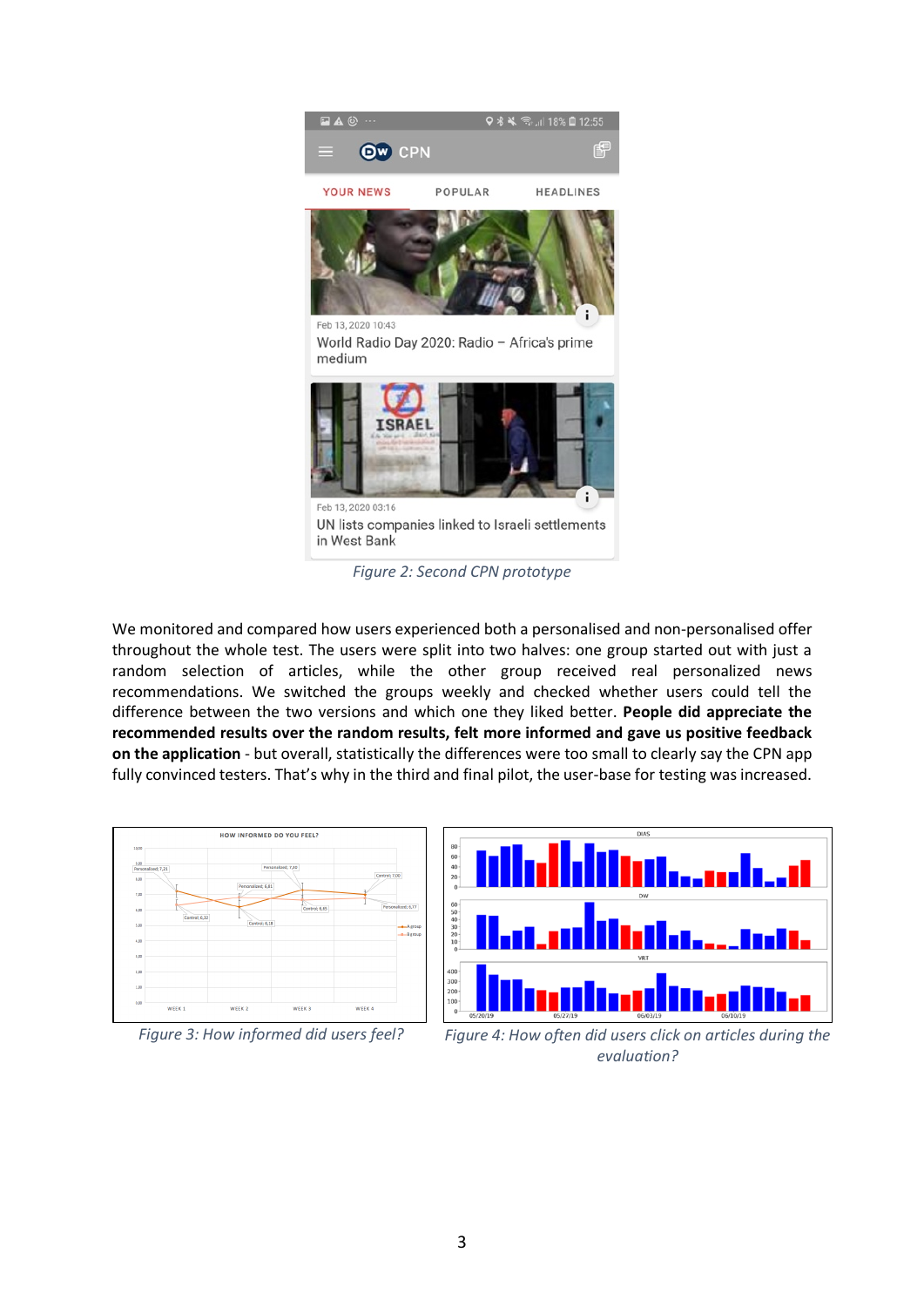*Figure 2: Second CPN prototype*

We monitored and compared how users experienced both a personalised and non-personalised offer throughout the whole test. The users were split into two halves: one group started out with just a random selection of articles, while the other group received real personalized news recommendations. We switched the groups weekly and checked whether users could tell the difference between the two versions and which one they liked better. **People did appreciate the recommended results over the random results, felt more informed and gave us positive feedback on the application** - but overall, statistically the differences were too small to clearly say the CPN app fully convinced testers. That's why in the third and final pilot, the user-base for testing was increased.

*Figure 3: How informed did users feel?*

*Figure 4: How often did users click on articles during the evaluation?*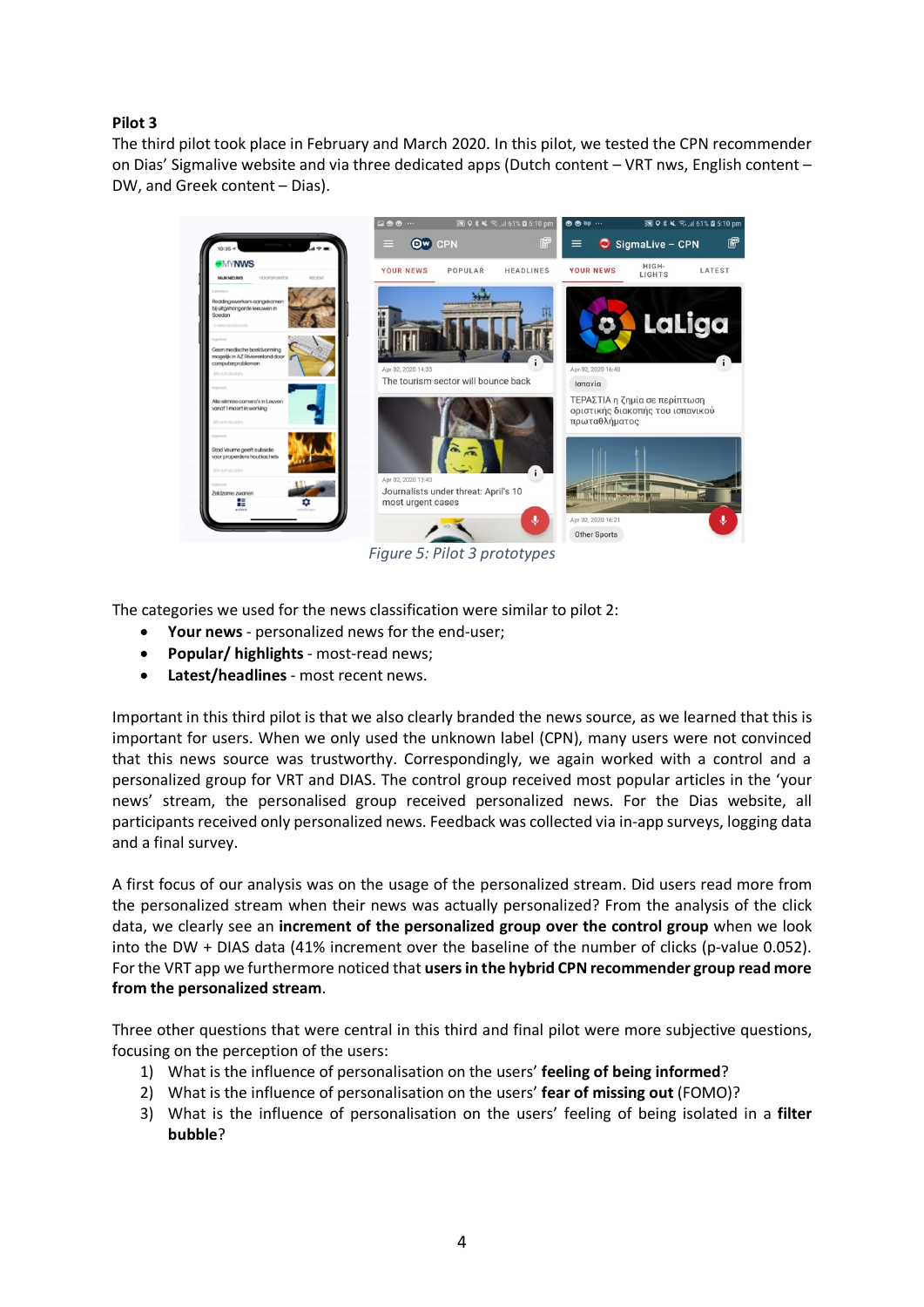**Pilot 3**

The third pilot took place in February and March 2020. In this pilot, we tested the CPN recommender on Dias' Sigmalive website and via three dedicated apps (Dutch content – VRT nws, English content – DW, and Greek content – Dias).

*Figure 5: Pilot 3 prototypes*

The categories we used for the news classification were similar to pilot 2:

- **Your news** - personalized news for the end-user;
- **Popular/ highlights** - most-read news;
- **Latest/headlines** - most recent news.

Important in this third pilot is that we also clearly branded the news source, as we learned that this is important for users. When we only used the unknown label (CPN), many users were not convinced that this news source was trustworthy. Correspondingly, we again worked with a control and a personalized group for VRT and DIAS. The control group received most popular articles in the 'your news' stream, the personalised group received personalized news. For the Dias website, all participants received only personalized news. Feedback was collected via in-app surveys, logging data and a final survey.

A first focus of our analysis was on the usage of the personalized stream. Did users read more from the personalized stream when their news was actually personalized? From the analysis of the click data, we clearly see an **increment of the personalized group over the control group** when we look into the DW + DIAS data (41% increment over the baseline of the number of clicks (p-value 0.052). For the VRT app we furthermore noticed that **users in the hybrid CPN recommender group read more from the personalized stream**.

Three other questions that were central in this third and final pilot were more subjective questions, focusing on the perception of the users:

1) What is the influence of personalisation on the users' **feeling of being informed**?
2) What is the influence of personalisation on the users' **fear of missing out** (FOMO)?
3) What is the influence of personalisation on the users' feeling of being isolated in a **filter bubble**?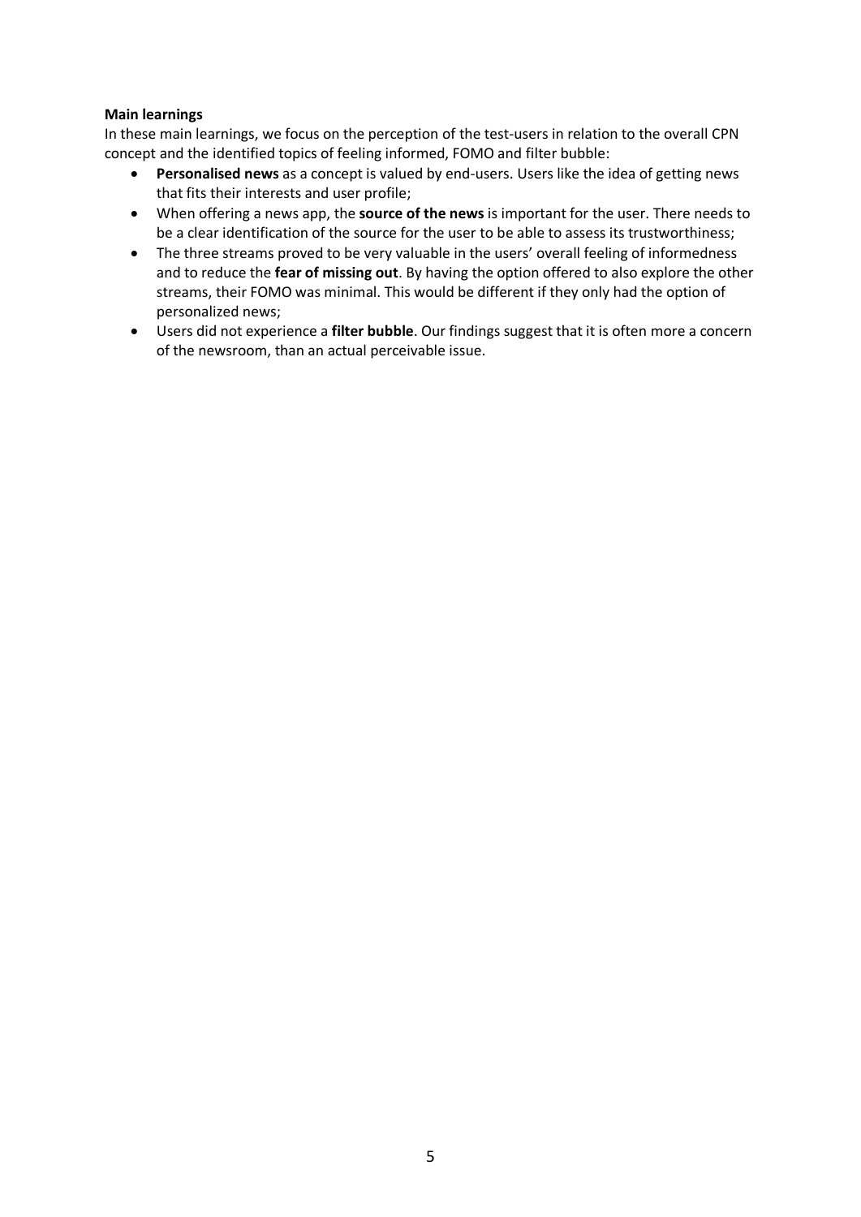**Main learnings**

In these main learnings, we focus on the perception of the test-users in relation to the overall CPN concept and the identified topics of feeling informed, FOMO and filter bubble:

- **Personalised news** as a concept is valued by end-users. Users like the idea of getting news that fits their interests and user profile;
- When offering a news app, the **source of the news** is important for the user. There needs to be a clear identification of the source for the user to be able to assess its trustworthiness;
- The three streams proved to be very valuable in the users' overall feeling of informedness and to reduce the **fear of missing out**. By having the option offered to also explore the other streams, their FOMO was minimal. This would be different if they only had the option of personalized news;
- Users did not experience a **filter bubble**. Our findings suggest that it is often more a concern of the newsroom, than an actual perceivable issue.